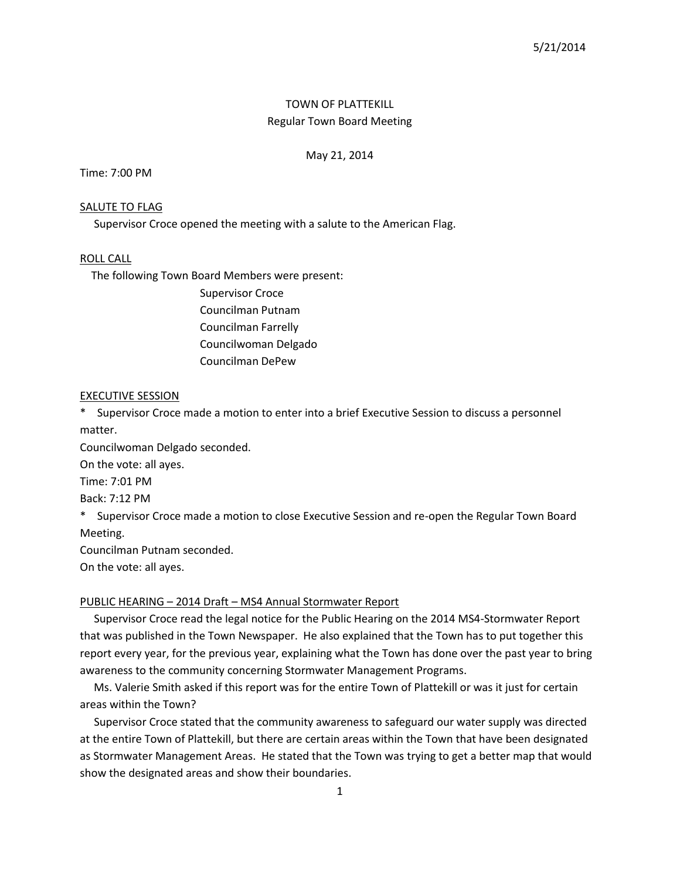# TOWN OF PLATTEKILL

## Regular Town Board Meeting

May 21, 2014

Time: 7:00 PM

### SALUTE TO FLAG

Supervisor Croce opened the meeting with a salute to the American Flag.

### ROLL CALL

The following Town Board Members were present:

Supervisor Croce
Councilman Putnam
Councilman Farrelly
Councilwoman Delgado
Councilman DePew

### EXECUTIVE SESSION

* Supervisor Croce made a motion to enter into a brief Executive Session to discuss a personnel matter.
Councilwoman Delgado seconded.
On the vote: all ayes.
Time: 7:01 PM
Back: 7:12 PM

* Supervisor Croce made a motion to close Executive Session and re-open the Regular Town Board Meeting.
Councilman Putnam seconded.
On the vote: all ayes.

### PUBLIC HEARING – 2014 Draft – MS4 Annual Stormwater Report

Supervisor Croce read the legal notice for the Public Hearing on the 2014 MS4-Stormwater Report that was published in the Town Newspaper. He also explained that the Town has to put together this report every year, for the previous year, explaining what the Town has done over the past year to bring awareness to the community concerning Stormwater Management Programs.

Ms. Valerie Smith asked if this report was for the entire Town of Plattekill or was it just for certain areas within the Town?

Supervisor Croce stated that the community awareness to safeguard our water supply was directed at the entire Town of Plattekill, but there are certain areas within the Town that have been designated as Stormwater Management Areas. He stated that the Town was trying to get a better map that would show the designated areas and show their boundaries.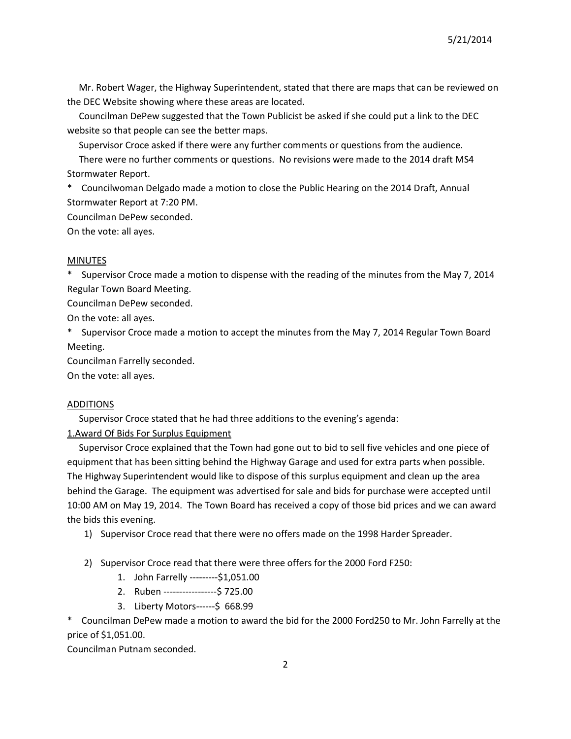Mr. Robert Wager, the Highway Superintendent, stated that there are maps that can be reviewed on the DEC Website showing where these areas are located.

Councilman DePew suggested that the Town Publicist be asked if she could put a link to the DEC website so that people can see the better maps.

Supervisor Croce asked if there were any further comments or questions from the audience.

There were no further comments or questions. No revisions were made to the 2014 draft MS4 Stormwater Report.

\* Councilwoman Delgado made a motion to close the Public Hearing on the 2014 Draft, Annual Stormwater Report at 7:20 PM.
Councilman DePew seconded.
On the vote: all ayes.

## MINUTES

\* Supervisor Croce made a motion to dispense with the reading of the minutes from the May 7, 2014 Regular Town Board Meeting.
Councilman DePew seconded.
On the vote: all ayes.

\* Supervisor Croce made a motion to accept the minutes from the May 7, 2014 Regular Town Board Meeting.
Councilman Farrelly seconded.
On the vote: all ayes.

## ADDITIONS

Supervisor Croce stated that he had three additions to the evening's agenda:

### 1.Award Of Bids For Surplus Equipment

Supervisor Croce explained that the Town had gone out to bid to sell five vehicles and one piece of equipment that has been sitting behind the Highway Garage and used for extra parts when possible. The Highway Superintendent would like to dispose of this surplus equipment and clean up the area behind the Garage. The equipment was advertised for sale and bids for purchase were accepted until 10:00 AM on May 19, 2014. The Town Board has received a copy of those bid prices and we can award the bids this evening.

1) Supervisor Croce read that there were no offers made on the 1998 Harder Spreader.

2) Supervisor Croce read that there were three offers for the 2000 Ford F250:
    1. John Farrelly ---------$1,051.00
    2. Ruben -----------------$ 725.00
    3. Liberty Motors------$ 668.99

\* Councilman DePew made a motion to award the bid for the 2000 Ford250 to Mr. John Farrelly at the price of $1,051.00.
Councilman Putnam seconded.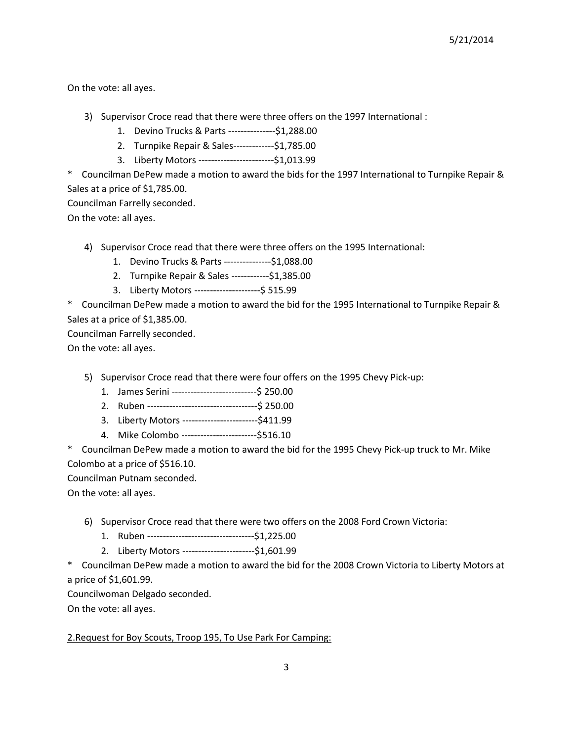On the vote: all ayes.

3) Supervisor Croce read that there were three offers on the 1997 International :
   1. Devino Trucks & Parts ---------------$1,288.00
   2. Turnpike Repair & Sales-------------$1,785.00
   3. Liberty Motors ------------------------$1,013.99

* Councilman DePew made a motion to award the bids for the 1997 International to Turnpike Repair & Sales at a price of $1,785.00.
Councilman Farrelly seconded.
On the vote: all ayes.

4) Supervisor Croce read that there were three offers on the 1995 International:
   1. Devino Trucks & Parts ---------------$1,088.00
   2. Turnpike Repair & Sales ------------$1,385.00
   3. Liberty Motors ---------------------$ 515.99

* Councilman DePew made a motion to award the bid for the 1995 International to Turnpike Repair & Sales at a price of $1,385.00.
Councilman Farrelly seconded.
On the vote: all ayes.

5) Supervisor Croce read that there were four offers on the 1995 Chevy Pick-up:
   1. James Serini ---------------------------$ 250.00
   2. Ruben ----------------------------------$ 250.00
   3. Liberty Motors ------------------------$411.99
   4. Mike Colombo ------------------------$516.10

* Councilman DePew made a motion to award the bid for the 1995 Chevy Pick-up truck to Mr. Mike Colombo at a price of $516.10.
Councilman Putnam seconded.
On the vote: all ayes.

6) Supervisor Croce read that there were two offers on the 2008 Ford Crown Victoria:
   1. Ruben ---------------------------------$1,225.00
   2. Liberty Motors -----------------------$1,601.99

* Councilman DePew made a motion to award the bid for the 2008 Crown Victoria to Liberty Motors at a price of $1,601.99.
Councilwoman Delgado seconded.
On the vote: all ayes.

<u>2.Request for Boy Scouts, Troop 195, To Use Park For Camping:</u>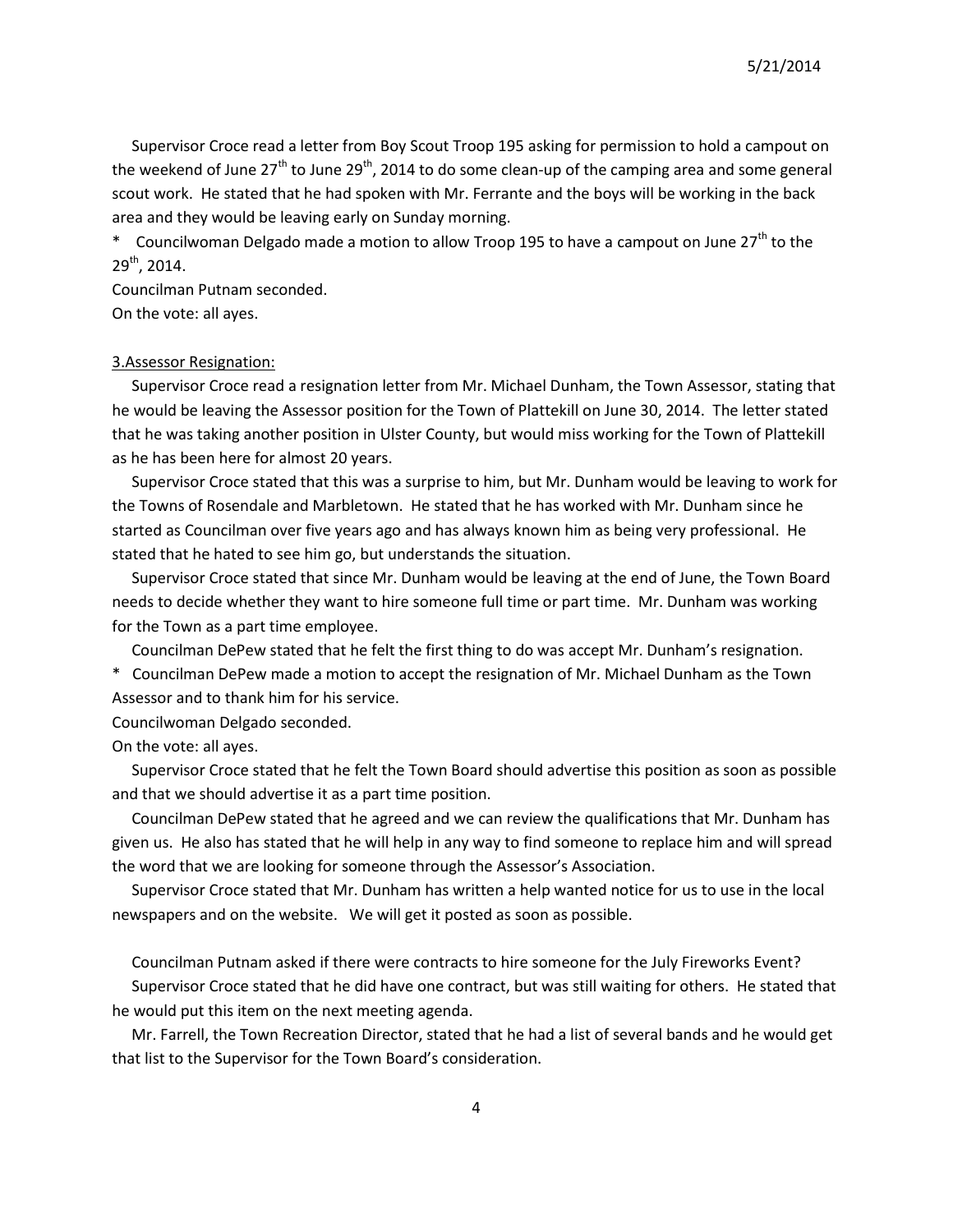Supervisor Croce read a letter from Boy Scout Troop 195 asking for permission to hold a campout on the weekend of June 27th to June 29th, 2014 to do some clean-up of the camping area and some general scout work. He stated that he had spoken with Mr. Ferrante and the boys will be working in the back area and they would be leaving early on Sunday morning.

\* Councilwoman Delgado made a motion to allow Troop 195 to have a campout on June 27th to the 29th, 2014.

Councilman Putnam seconded.

On the vote: all ayes.

3.Assessor Resignation:

Supervisor Croce read a resignation letter from Mr. Michael Dunham, the Town Assessor, stating that he would be leaving the Assessor position for the Town of Plattekill on June 30, 2014. The letter stated that he was taking another position in Ulster County, but would miss working for the Town of Plattekill as he has been here for almost 20 years.

Supervisor Croce stated that this was a surprise to him, but Mr. Dunham would be leaving to work for the Towns of Rosendale and Marbletown. He stated that he has worked with Mr. Dunham since he started as Councilman over five years ago and has always known him as being very professional. He stated that he hated to see him go, but understands the situation.

Supervisor Croce stated that since Mr. Dunham would be leaving at the end of June, the Town Board needs to decide whether they want to hire someone full time or part time. Mr. Dunham was working for the Town as a part time employee.

Councilman DePew stated that he felt the first thing to do was accept Mr. Dunham's resignation.

\* Councilman DePew made a motion to accept the resignation of Mr. Michael Dunham as the Town Assessor and to thank him for his service.

Councilwoman Delgado seconded.

On the vote: all ayes.

Supervisor Croce stated that he felt the Town Board should advertise this position as soon as possible and that we should advertise it as a part time position.

Councilman DePew stated that he agreed and we can review the qualifications that Mr. Dunham has given us. He also has stated that he will help in any way to find someone to replace him and will spread the word that we are looking for someone through the Assessor's Association.

Supervisor Croce stated that Mr. Dunham has written a help wanted notice for us to use in the local newspapers and on the website. We will get it posted as soon as possible.

Councilman Putnam asked if there were contracts to hire someone for the July Fireworks Event?

Supervisor Croce stated that he did have one contract, but was still waiting for others. He stated that he would put this item on the next meeting agenda.

Mr. Farrell, the Town Recreation Director, stated that he had a list of several bands and he would get that list to the Supervisor for the Town Board's consideration.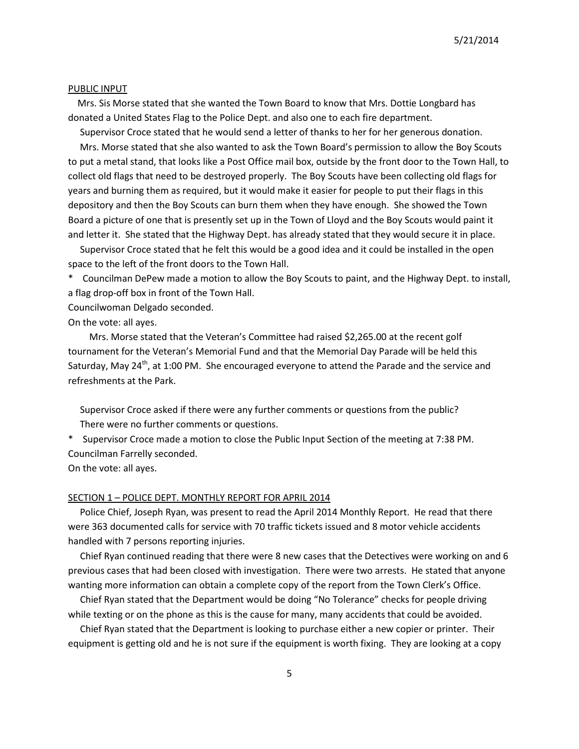PUBLIC INPUT

Mrs. Sis Morse stated that she wanted the Town Board to know that Mrs. Dottie Longbard has donated a United States Flag to the Police Dept. and also one to each fire department.

Supervisor Croce stated that he would send a letter of thanks to her for her generous donation.

Mrs. Morse stated that she also wanted to ask the Town Board's permission to allow the Boy Scouts to put a metal stand, that looks like a Post Office mail box, outside by the front door to the Town Hall, to collect old flags that need to be destroyed properly. The Boy Scouts have been collecting old flags for years and burning them as required, but it would make it easier for people to put their flags in this depository and then the Boy Scouts can burn them when they have enough. She showed the Town Board a picture of one that is presently set up in the Town of Lloyd and the Boy Scouts would paint it and letter it. She stated that the Highway Dept. has already stated that they would secure it in place.

Supervisor Croce stated that he felt this would be a good idea and it could be installed in the open space to the left of the front doors to the Town Hall.

\* Councilman DePew made a motion to allow the Boy Scouts to paint, and the Highway Dept. to install, a flag drop-off box in front of the Town Hall.
Councilwoman Delgado seconded.
On the vote: all ayes.

Mrs. Morse stated that the Veteran's Committee had raised $2,265.00 at the recent golf tournament for the Veteran's Memorial Fund and that the Memorial Day Parade will be held this Saturday, May 24th, at 1:00 PM. She encouraged everyone to attend the Parade and the service and refreshments at the Park.

Supervisor Croce asked if there were any further comments or questions from the public?
There were no further comments or questions.

\* Supervisor Croce made a motion to close the Public Input Section of the meeting at 7:38 PM.
Councilman Farrelly seconded.
On the vote: all ayes.

SECTION 1 – POLICE DEPT. MONTHLY REPORT FOR APRIL 2014

Police Chief, Joseph Ryan, was present to read the April 2014 Monthly Report. He read that there were 363 documented calls for service with 70 traffic tickets issued and 8 motor vehicle accidents handled with 7 persons reporting injuries.

Chief Ryan continued reading that there were 8 new cases that the Detectives were working on and 6 previous cases that had been closed with investigation. There were two arrests. He stated that anyone wanting more information can obtain a complete copy of the report from the Town Clerk's Office.

Chief Ryan stated that the Department would be doing "No Tolerance" checks for people driving while texting or on the phone as this is the cause for many, many accidents that could be avoided.

Chief Ryan stated that the Department is looking to purchase either a new copier or printer. Their equipment is getting old and he is not sure if the equipment is worth fixing. They are looking at a copy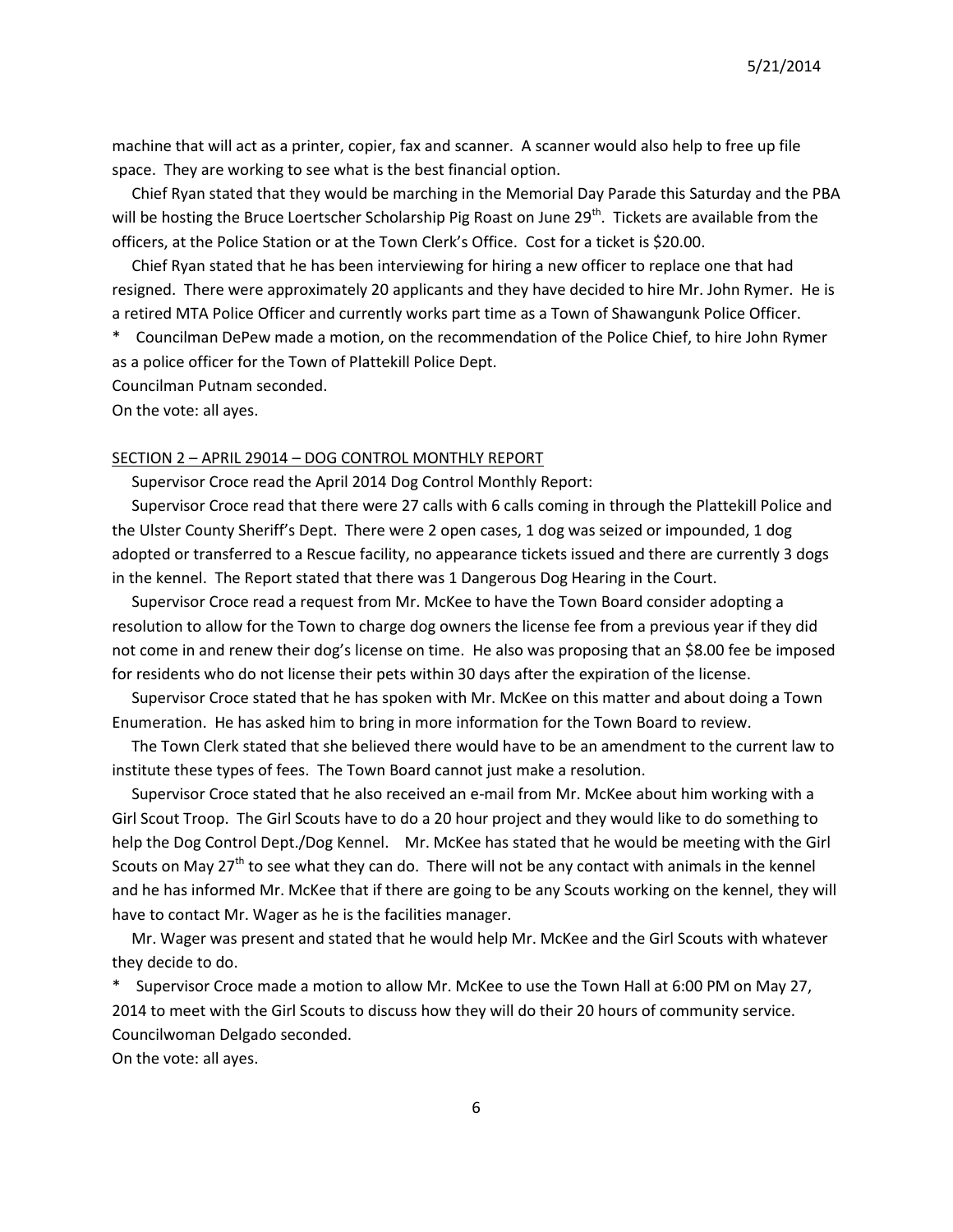machine that will act as a printer, copier, fax and scanner. A scanner would also help to free up file space. They are working to see what is the best financial option.

Chief Ryan stated that they would be marching in the Memorial Day Parade this Saturday and the PBA will be hosting the Bruce Loertscher Scholarship Pig Roast on June 29th. Tickets are available from the officers, at the Police Station or at the Town Clerk's Office. Cost for a ticket is $20.00.

Chief Ryan stated that he has been interviewing for hiring a new officer to replace one that had resigned. There were approximately 20 applicants and they have decided to hire Mr. John Rymer. He is a retired MTA Police Officer and currently works part time as a Town of Shawangunk Police Officer.

* Councilman DePew made a motion, on the recommendation of the Police Chief, to hire John Rymer as a police officer for the Town of Plattekill Police Dept.
Councilman Putnam seconded.
On the vote: all ayes.

SECTION 2 – APRIL 29014 – DOG CONTROL MONTHLY REPORT

Supervisor Croce read the April 2014 Dog Control Monthly Report:

Supervisor Croce read that there were 27 calls with 6 calls coming in through the Plattekill Police and the Ulster County Sheriff's Dept. There were 2 open cases, 1 dog was seized or impounded, 1 dog adopted or transferred to a Rescue facility, no appearance tickets issued and there are currently 3 dogs in the kennel. The Report stated that there was 1 Dangerous Dog Hearing in the Court.

Supervisor Croce read a request from Mr. McKee to have the Town Board consider adopting a resolution to allow for the Town to charge dog owners the license fee from a previous year if they did not come in and renew their dog's license on time. He also was proposing that an $8.00 fee be imposed for residents who do not license their pets within 30 days after the expiration of the license.

Supervisor Croce stated that he has spoken with Mr. McKee on this matter and about doing a Town Enumeration. He has asked him to bring in more information for the Town Board to review.

The Town Clerk stated that she believed there would have to be an amendment to the current law to institute these types of fees. The Town Board cannot just make a resolution.

Supervisor Croce stated that he also received an e-mail from Mr. McKee about him working with a Girl Scout Troop. The Girl Scouts have to do a 20 hour project and they would like to do something to help the Dog Control Dept./Dog Kennel. Mr. McKee has stated that he would be meeting with the Girl Scouts on May 27th to see what they can do. There will not be any contact with animals in the kennel and he has informed Mr. McKee that if there are going to be any Scouts working on the kennel, they will have to contact Mr. Wager as he is the facilities manager.

Mr. Wager was present and stated that he would help Mr. McKee and the Girl Scouts with whatever they decide to do.

* Supervisor Croce made a motion to allow Mr. McKee to use the Town Hall at 6:00 PM on May 27, 2014 to meet with the Girl Scouts to discuss how they will do their 20 hours of community service.
Councilwoman Delgado seconded.
On the vote: all ayes.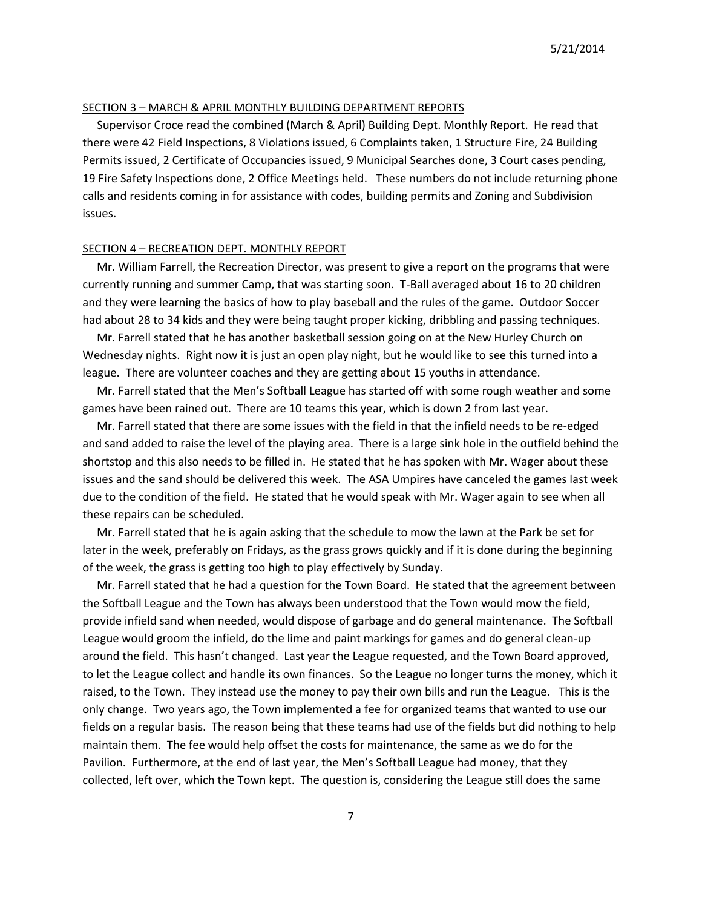SECTION 3 – MARCH & APRIL MONTHLY BUILDING DEPARTMENT REPORTS

Supervisor Croce read the combined (March & April) Building Dept. Monthly Report. He read that there were 42 Field Inspections, 8 Violations issued, 6 Complaints taken, 1 Structure Fire, 24 Building Permits issued, 2 Certificate of Occupancies issued, 9 Municipal Searches done, 3 Court cases pending, 19 Fire Safety Inspections done, 2 Office Meetings held. These numbers do not include returning phone calls and residents coming in for assistance with codes, building permits and Zoning and Subdivision issues.

SECTION 4 – RECREATION DEPT. MONTHLY REPORT

Mr. William Farrell, the Recreation Director, was present to give a report on the programs that were currently running and summer Camp, that was starting soon. T-Ball averaged about 16 to 20 children and they were learning the basics of how to play baseball and the rules of the game. Outdoor Soccer had about 28 to 34 kids and they were being taught proper kicking, dribbling and passing techniques.

Mr. Farrell stated that he has another basketball session going on at the New Hurley Church on Wednesday nights. Right now it is just an open play night, but he would like to see this turned into a league. There are volunteer coaches and they are getting about 15 youths in attendance.

Mr. Farrell stated that the Men's Softball League has started off with some rough weather and some games have been rained out. There are 10 teams this year, which is down 2 from last year.

Mr. Farrell stated that there are some issues with the field in that the infield needs to be re-edged and sand added to raise the level of the playing area. There is a large sink hole in the outfield behind the shortstop and this also needs to be filled in. He stated that he has spoken with Mr. Wager about these issues and the sand should be delivered this week. The ASA Umpires have canceled the games last week due to the condition of the field. He stated that he would speak with Mr. Wager again to see when all these repairs can be scheduled.

Mr. Farrell stated that he is again asking that the schedule to mow the lawn at the Park be set for later in the week, preferably on Fridays, as the grass grows quickly and if it is done during the beginning of the week, the grass is getting too high to play effectively by Sunday.

Mr. Farrell stated that he had a question for the Town Board. He stated that the agreement between the Softball League and the Town has always been understood that the Town would mow the field, provide infield sand when needed, would dispose of garbage and do general maintenance. The Softball League would groom the infield, do the lime and paint markings for games and do general clean-up around the field. This hasn't changed. Last year the League requested, and the Town Board approved, to let the League collect and handle its own finances. So the League no longer turns the money, which it raised, to the Town. They instead use the money to pay their own bills and run the League. This is the only change. Two years ago, the Town implemented a fee for organized teams that wanted to use our fields on a regular basis. The reason being that these teams had use of the fields but did nothing to help maintain them. The fee would help offset the costs for maintenance, the same as we do for the Pavilion. Furthermore, at the end of last year, the Men's Softball League had money, that they collected, left over, which the Town kept. The question is, considering the League still does the same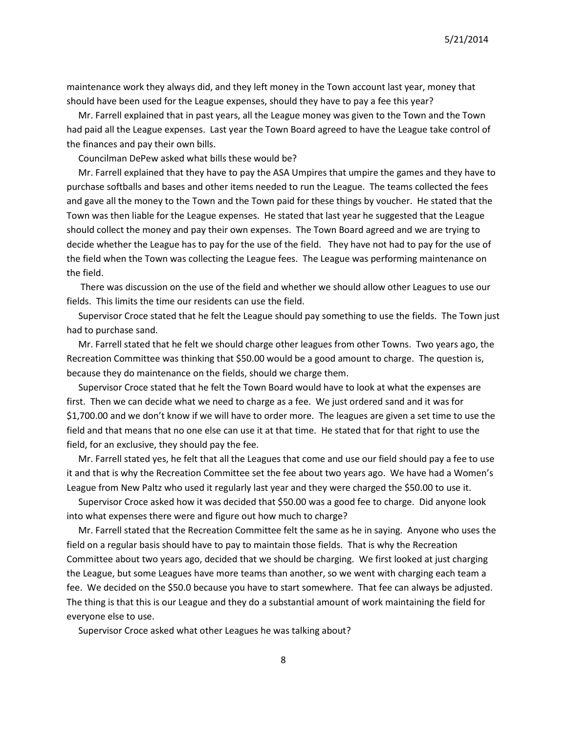maintenance work they always did, and they left money in the Town account last year, money that should have been used for the League expenses, should they have to pay a fee this year?

Mr. Farrell explained that in past years, all the League money was given to the Town and the Town had paid all the League expenses. Last year the Town Board agreed to have the League take control of the finances and pay their own bills.

Councilman DePew asked what bills these would be?

Mr. Farrell explained that they have to pay the ASA Umpires that umpire the games and they have to purchase softballs and bases and other items needed to run the League. The teams collected the fees and gave all the money to the Town and the Town paid for these things by voucher. He stated that the Town was then liable for the League expenses. He stated that last year he suggested that the League should collect the money and pay their own expenses. The Town Board agreed and we are trying to decide whether the League has to pay for the use of the field. They have not had to pay for the use of the field when the Town was collecting the League fees. The League was performing maintenance on the field.

There was discussion on the use of the field and whether we should allow other Leagues to use our fields. This limits the time our residents can use the field.

Supervisor Croce stated that he felt the League should pay something to use the fields. The Town just had to purchase sand.

Mr. Farrell stated that he felt we should charge other leagues from other Towns. Two years ago, the Recreation Committee was thinking that $50.00 would be a good amount to charge. The question is, because they do maintenance on the fields, should we charge them.

Supervisor Croce stated that he felt the Town Board would have to look at what the expenses are first. Then we can decide what we need to charge as a fee. We just ordered sand and it was for $1,700.00 and we don't know if we will have to order more. The leagues are given a set time to use the field and that means that no one else can use it at that time. He stated that for that right to use the field, for an exclusive, they should pay the fee.

Mr. Farrell stated yes, he felt that all the Leagues that come and use our field should pay a fee to use it and that is why the Recreation Committee set the fee about two years ago. We have had a Women's League from New Paltz who used it regularly last year and they were charged the $50.00 to use it.

Supervisor Croce asked how it was decided that $50.00 was a good fee to charge. Did anyone look into what expenses there were and figure out how much to charge?

Mr. Farrell stated that the Recreation Committee felt the same as he in saying. Anyone who uses the field on a regular basis should have to pay to maintain those fields. That is why the Recreation Committee about two years ago, decided that we should be charging. We first looked at just charging the League, but some Leagues have more teams than another, so we went with charging each team a fee. We decided on the $50.0 because you have to start somewhere. That fee can always be adjusted. The thing is that this is our League and they do a substantial amount of work maintaining the field for everyone else to use.

Supervisor Croce asked what other Leagues he was talking about?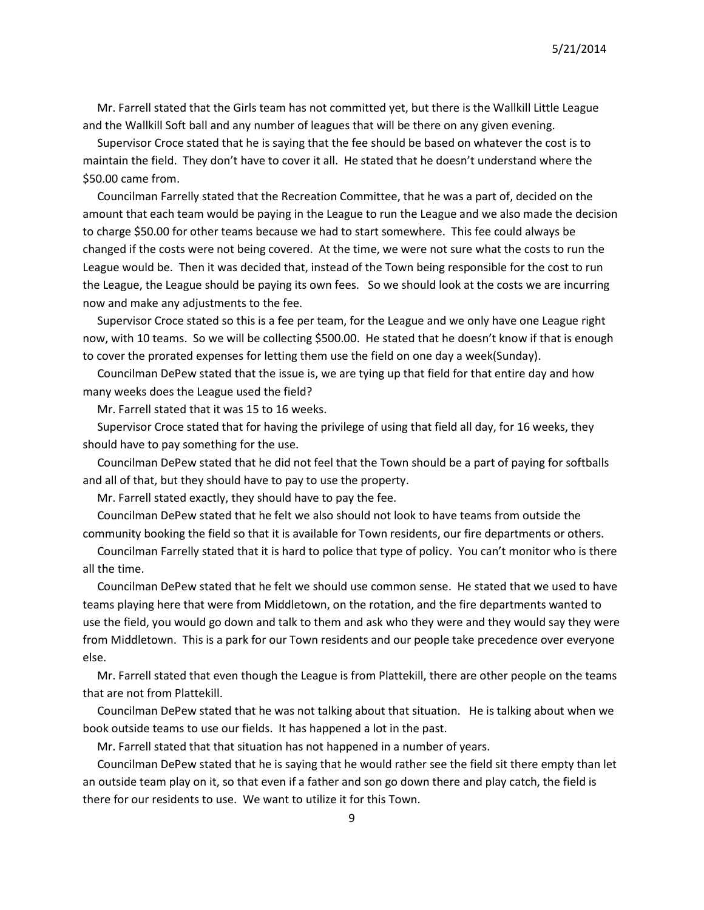Mr. Farrell stated that the Girls team has not committed yet, but there is the Wallkill Little League and the Wallkill Soft ball and any number of leagues that will be there on any given evening.

Supervisor Croce stated that he is saying that the fee should be based on whatever the cost is to maintain the field. They don't have to cover it all. He stated that he doesn't understand where the $50.00 came from.

Councilman Farrelly stated that the Recreation Committee, that he was a part of, decided on the amount that each team would be paying in the League to run the League and we also made the decision to charge $50.00 for other teams because we had to start somewhere. This fee could always be changed if the costs were not being covered. At the time, we were not sure what the costs to run the League would be. Then it was decided that, instead of the Town being responsible for the cost to run the League, the League should be paying its own fees. So we should look at the costs we are incurring now and make any adjustments to the fee.

Supervisor Croce stated so this is a fee per team, for the League and we only have one League right now, with 10 teams. So we will be collecting $500.00. He stated that he doesn't know if that is enough to cover the prorated expenses for letting them use the field on one day a week(Sunday).

Councilman DePew stated that the issue is, we are tying up that field for that entire day and how many weeks does the League used the field?

Mr. Farrell stated that it was 15 to 16 weeks.

Supervisor Croce stated that for having the privilege of using that field all day, for 16 weeks, they should have to pay something for the use.

Councilman DePew stated that he did not feel that the Town should be a part of paying for softballs and all of that, but they should have to pay to use the property.

Mr. Farrell stated exactly, they should have to pay the fee.

Councilman DePew stated that he felt we also should not look to have teams from outside the community booking the field so that it is available for Town residents, our fire departments or others.

Councilman Farrelly stated that it is hard to police that type of policy. You can't monitor who is there all the time.

Councilman DePew stated that he felt we should use common sense. He stated that we used to have teams playing here that were from Middletown, on the rotation, and the fire departments wanted to use the field, you would go down and talk to them and ask who they were and they would say they were from Middletown. This is a park for our Town residents and our people take precedence over everyone else.

Mr. Farrell stated that even though the League is from Plattekill, there are other people on the teams that are not from Plattekill.

Councilman DePew stated that he was not talking about that situation. He is talking about when we book outside teams to use our fields. It has happened a lot in the past.

Mr. Farrell stated that that situation has not happened in a number of years.

Councilman DePew stated that he is saying that he would rather see the field sit there empty than let an outside team play on it, so that even if a father and son go down there and play catch, the field is there for our residents to use. We want to utilize it for this Town.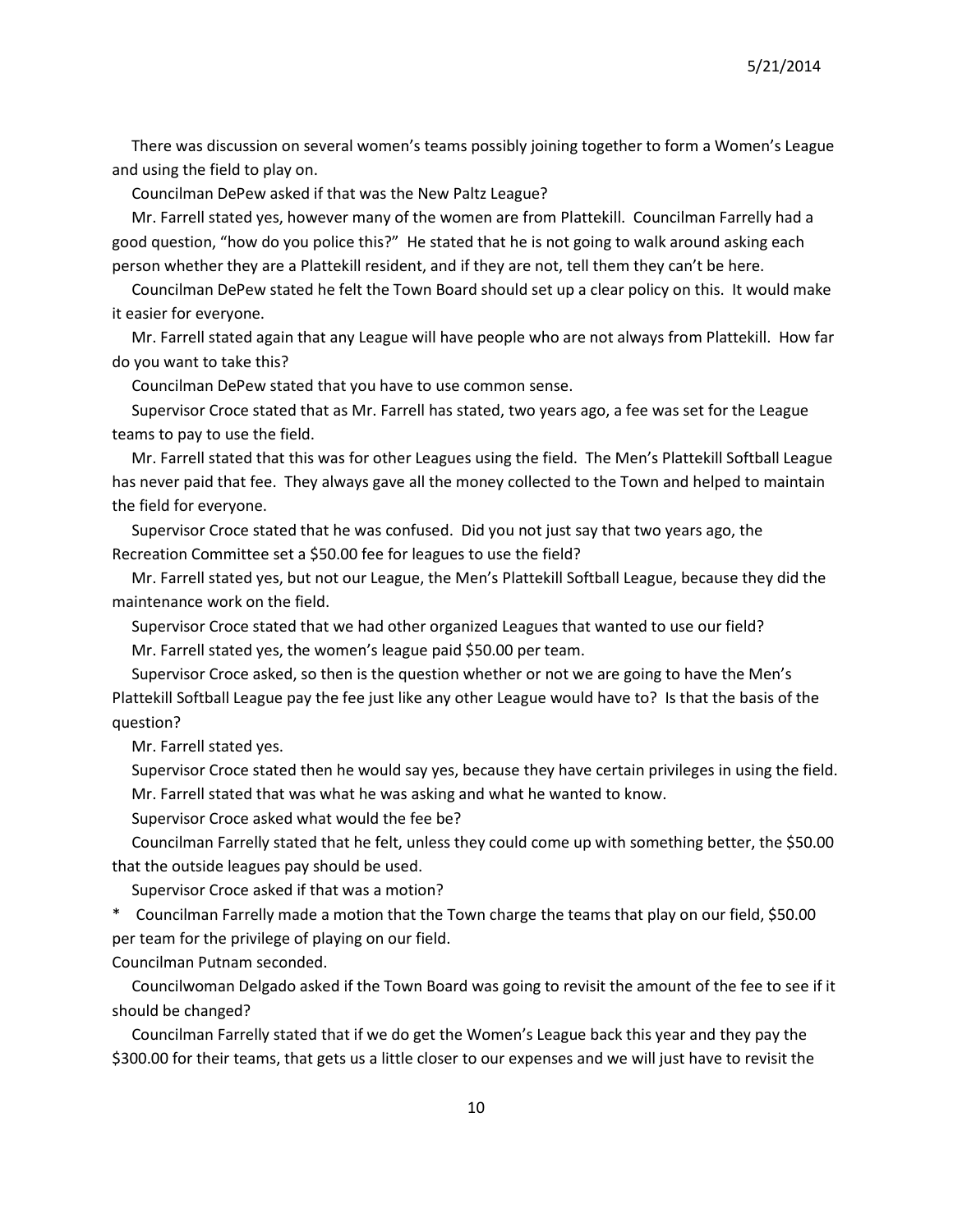There was discussion on several women's teams possibly joining together to form a Women's League and using the field to play on.

Councilman DePew asked if that was the New Paltz League?

Mr. Farrell stated yes, however many of the women are from Plattekill. Councilman Farrelly had a good question, "how do you police this?" He stated that he is not going to walk around asking each person whether they are a Plattekill resident, and if they are not, tell them they can't be here.

Councilman DePew stated he felt the Town Board should set up a clear policy on this. It would make it easier for everyone.

Mr. Farrell stated again that any League will have people who are not always from Plattekill. How far do you want to take this?

Councilman DePew stated that you have to use common sense.

Supervisor Croce stated that as Mr. Farrell has stated, two years ago, a fee was set for the League teams to pay to use the field.

Mr. Farrell stated that this was for other Leagues using the field. The Men's Plattekill Softball League has never paid that fee. They always gave all the money collected to the Town and helped to maintain the field for everyone.

Supervisor Croce stated that he was confused. Did you not just say that two years ago, the Recreation Committee set a $50.00 fee for leagues to use the field?

Mr. Farrell stated yes, but not our League, the Men's Plattekill Softball League, because they did the maintenance work on the field.

Supervisor Croce stated that we had other organized Leagues that wanted to use our field?

Mr. Farrell stated yes, the women's league paid $50.00 per team.

Supervisor Croce asked, so then is the question whether or not we are going to have the Men's Plattekill Softball League pay the fee just like any other League would have to? Is that the basis of the question?

Mr. Farrell stated yes.

Supervisor Croce stated then he would say yes, because they have certain privileges in using the field.

Mr. Farrell stated that was what he was asking and what he wanted to know.

Supervisor Croce asked what would the fee be?

Councilman Farrelly stated that he felt, unless they could come up with something better, the $50.00 that the outside leagues pay should be used.

Supervisor Croce asked if that was a motion?

\* Councilman Farrelly made a motion that the Town charge the teams that play on our field, $50.00 per team for the privilege of playing on our field.

Councilman Putnam seconded.

Councilwoman Delgado asked if the Town Board was going to revisit the amount of the fee to see if it should be changed?

Councilman Farrelly stated that if we do get the Women's League back this year and they pay the $300.00 for their teams, that gets us a little closer to our expenses and we will just have to revisit the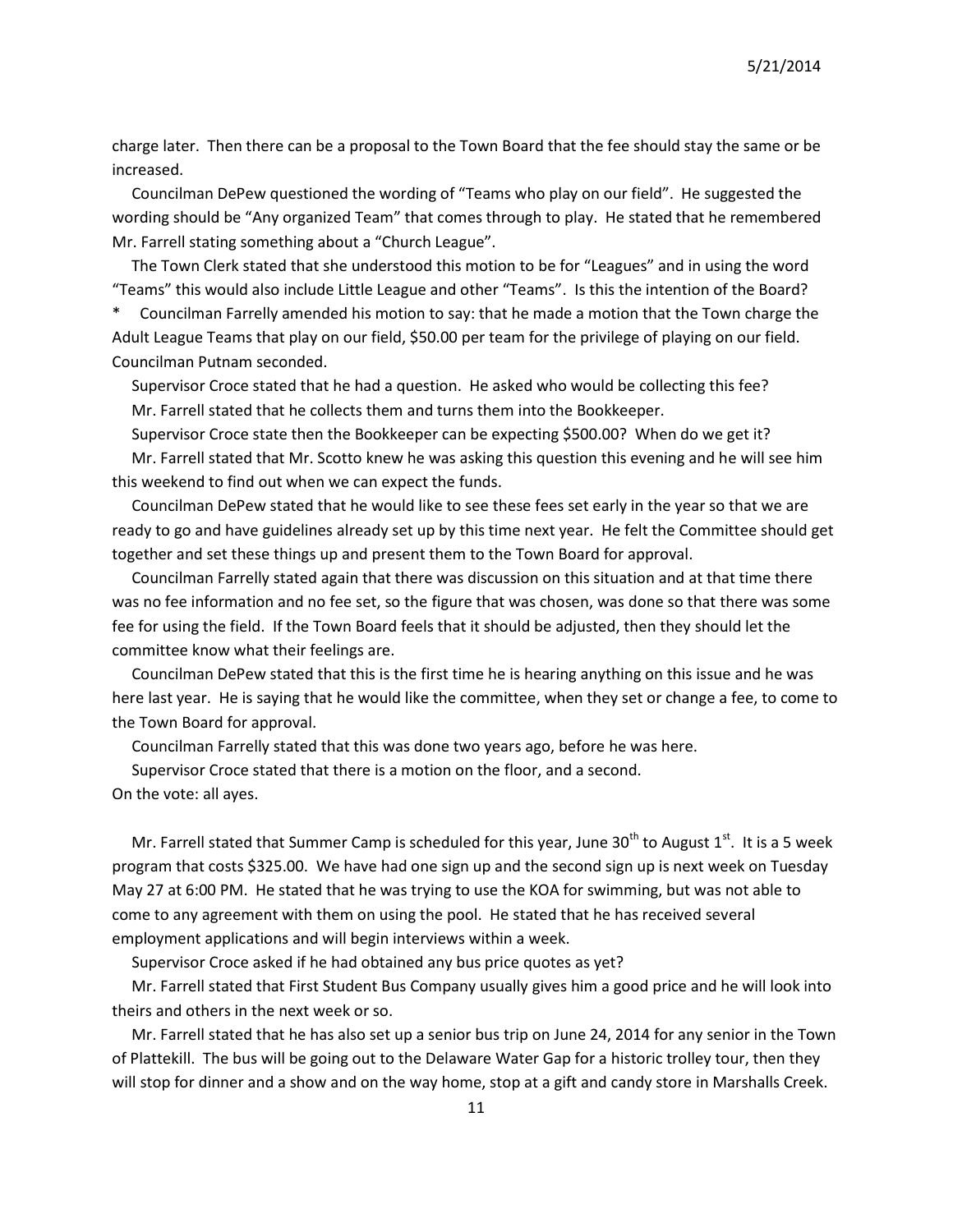charge later. Then there can be a proposal to the Town Board that the fee should stay the same or be increased.

Councilman DePew questioned the wording of "Teams who play on our field". He suggested the wording should be "Any organized Team" that comes through to play. He stated that he remembered Mr. Farrell stating something about a "Church League".

The Town Clerk stated that she understood this motion to be for "Leagues" and in using the word "Teams" this would also include Little League and other "Teams". Is this the intention of the Board?

\* Councilman Farrelly amended his motion to say: that he made a motion that the Town charge the Adult League Teams that play on our field, $50.00 per team for the privilege of playing on our field. Councilman Putnam seconded.

Supervisor Croce stated that he had a question. He asked who would be collecting this fee?

Mr. Farrell stated that he collects them and turns them into the Bookkeeper.

Supervisor Croce state then the Bookkeeper can be expecting $500.00? When do we get it?

Mr. Farrell stated that Mr. Scotto knew he was asking this question this evening and he will see him this weekend to find out when we can expect the funds.

Councilman DePew stated that he would like to see these fees set early in the year so that we are ready to go and have guidelines already set up by this time next year. He felt the Committee should get together and set these things up and present them to the Town Board for approval.

Councilman Farrelly stated again that there was discussion on this situation and at that time there was no fee information and no fee set, so the figure that was chosen, was done so that there was some fee for using the field. If the Town Board feels that it should be adjusted, then they should let the committee know what their feelings are.

Councilman DePew stated that this is the first time he is hearing anything on this issue and he was here last year. He is saying that he would like the committee, when they set or change a fee, to come to the Town Board for approval.

Councilman Farrelly stated that this was done two years ago, before he was here.

Supervisor Croce stated that there is a motion on the floor, and a second.

On the vote: all ayes.

Mr. Farrell stated that Summer Camp is scheduled for this year, June 30th to August 1st. It is a 5 week program that costs $325.00. We have had one sign up and the second sign up is next week on Tuesday May 27 at 6:00 PM. He stated that he was trying to use the KOA for swimming, but was not able to come to any agreement with them on using the pool. He stated that he has received several employment applications and will begin interviews within a week.

Supervisor Croce asked if he had obtained any bus price quotes as yet?

Mr. Farrell stated that First Student Bus Company usually gives him a good price and he will look into theirs and others in the next week or so.

Mr. Farrell stated that he has also set up a senior bus trip on June 24, 2014 for any senior in the Town of Plattekill. The bus will be going out to the Delaware Water Gap for a historic trolley tour, then they will stop for dinner and a show and on the way home, stop at a gift and candy store in Marshalls Creek.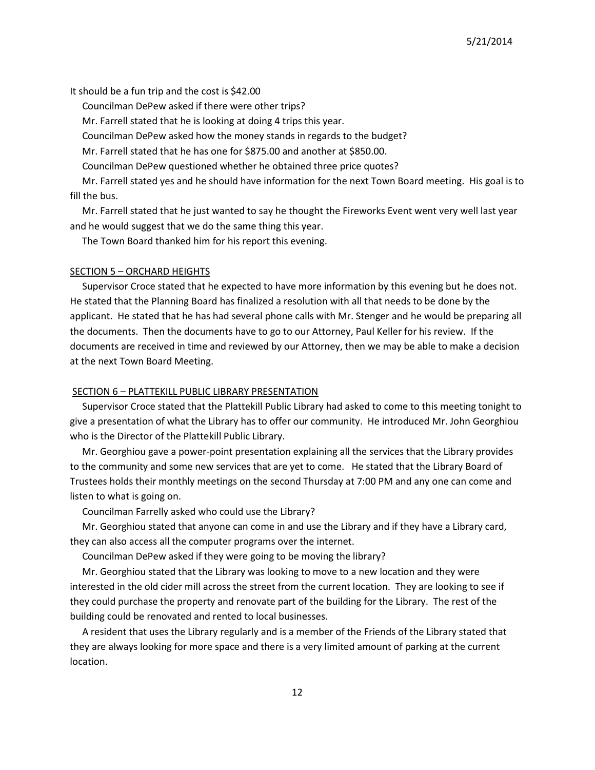It should be a fun trip and the cost is $42.00

Councilman DePew asked if there were other trips?

Mr. Farrell stated that he is looking at doing 4 trips this year.

Councilman DePew asked how the money stands in regards to the budget?

Mr. Farrell stated that he has one for $875.00 and another at $850.00.

Councilman DePew questioned whether he obtained three price quotes?

Mr. Farrell stated yes and he should have information for the next Town Board meeting. His goal is to fill the bus.

Mr. Farrell stated that he just wanted to say he thought the Fireworks Event went very well last year and he would suggest that we do the same thing this year.

The Town Board thanked him for his report this evening.

SECTION 5 – ORCHARD HEIGHTS

Supervisor Croce stated that he expected to have more information by this evening but he does not. He stated that the Planning Board has finalized a resolution with all that needs to be done by the applicant. He stated that he has had several phone calls with Mr. Stenger and he would be preparing all the documents. Then the documents have to go to our Attorney, Paul Keller for his review. If the documents are received in time and reviewed by our Attorney, then we may be able to make a decision at the next Town Board Meeting.

SECTION 6 – PLATTEKILL PUBLIC LIBRARY PRESENTATION

Supervisor Croce stated that the Plattekill Public Library had asked to come to this meeting tonight to give a presentation of what the Library has to offer our community. He introduced Mr. John Georghiou who is the Director of the Plattekill Public Library.

Mr. Georghiou gave a power-point presentation explaining all the services that the Library provides to the community and some new services that are yet to come. He stated that the Library Board of Trustees holds their monthly meetings on the second Thursday at 7:00 PM and any one can come and listen to what is going on.

Councilman Farrelly asked who could use the Library?

Mr. Georghiou stated that anyone can come in and use the Library and if they have a Library card, they can also access all the computer programs over the internet.

Councilman DePew asked if they were going to be moving the library?

Mr. Georghiou stated that the Library was looking to move to a new location and they were interested in the old cider mill across the street from the current location. They are looking to see if they could purchase the property and renovate part of the building for the Library. The rest of the building could be renovated and rented to local businesses.

A resident that uses the Library regularly and is a member of the Friends of the Library stated that they are always looking for more space and there is a very limited amount of parking at the current location.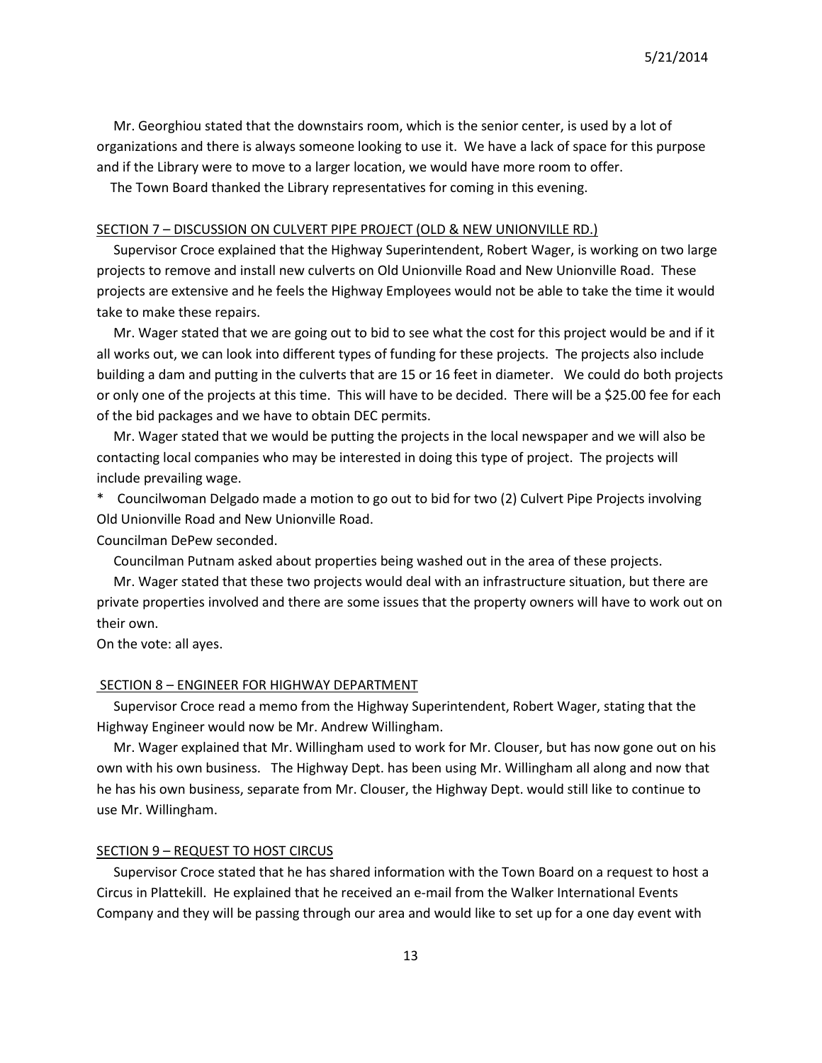Mr. Georghiou stated that the downstairs room, which is the senior center, is used by a lot of organizations and there is always someone looking to use it. We have a lack of space for this purpose and if the Library were to move to a larger location, we would have more room to offer.

The Town Board thanked the Library representatives for coming in this evening.

SECTION 7 – DISCUSSION ON CULVERT PIPE PROJECT (OLD & NEW UNIONVILLE RD.)

Supervisor Croce explained that the Highway Superintendent, Robert Wager, is working on two large projects to remove and install new culverts on Old Unionville Road and New Unionville Road. These projects are extensive and he feels the Highway Employees would not be able to take the time it would take to make these repairs.

Mr. Wager stated that we are going out to bid to see what the cost for this project would be and if it all works out, we can look into different types of funding for these projects. The projects also include building a dam and putting in the culverts that are 15 or 16 feet in diameter. We could do both projects or only one of the projects at this time. This will have to be decided. There will be a $25.00 fee for each of the bid packages and we have to obtain DEC permits.

Mr. Wager stated that we would be putting the projects in the local newspaper and we will also be contacting local companies who may be interested in doing this type of project. The projects will include prevailing wage.

\* Councilwoman Delgado made a motion to go out to bid for two (2) Culvert Pipe Projects involving Old Unionville Road and New Unionville Road.

Councilman DePew seconded.

Councilman Putnam asked about properties being washed out in the area of these projects.

Mr. Wager stated that these two projects would deal with an infrastructure situation, but there are private properties involved and there are some issues that the property owners will have to work out on their own.

On the vote: all ayes.

SECTION 8 – ENGINEER FOR HIGHWAY DEPARTMENT

Supervisor Croce read a memo from the Highway Superintendent, Robert Wager, stating that the Highway Engineer would now be Mr. Andrew Willingham.

Mr. Wager explained that Mr. Willingham used to work for Mr. Clouser, but has now gone out on his own with his own business. The Highway Dept. has been using Mr. Willingham all along and now that he has his own business, separate from Mr. Clouser, the Highway Dept. would still like to continue to use Mr. Willingham.

SECTION 9 – REQUEST TO HOST CIRCUS

Supervisor Croce stated that he has shared information with the Town Board on a request to host a Circus in Plattekill. He explained that he received an e-mail from the Walker International Events Company and they will be passing through our area and would like to set up for a one day event with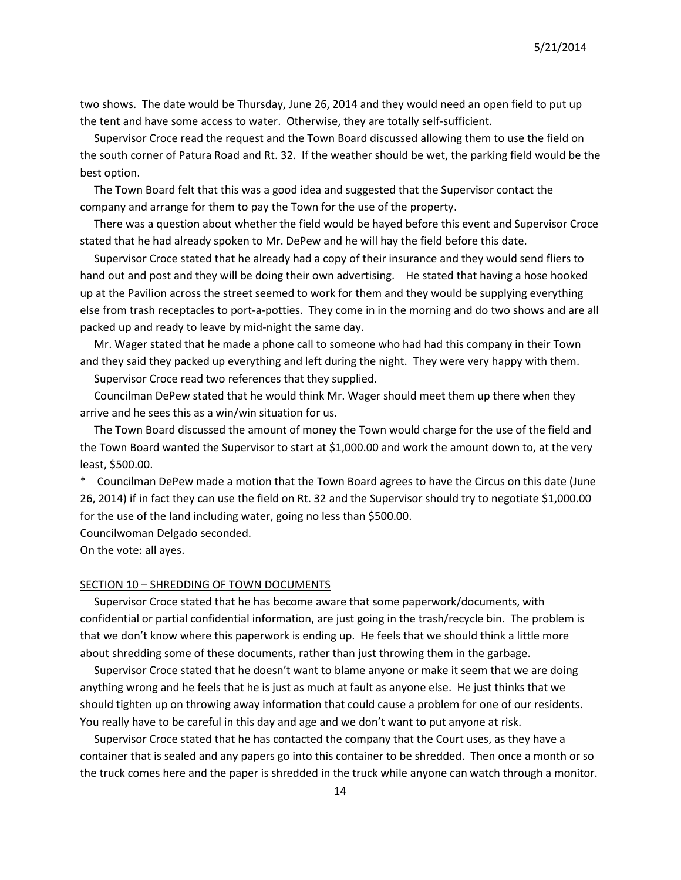two shows. The date would be Thursday, June 26, 2014 and they would need an open field to put up the tent and have some access to water. Otherwise, they are totally self-sufficient.

Supervisor Croce read the request and the Town Board discussed allowing them to use the field on the south corner of Patura Road and Rt. 32. If the weather should be wet, the parking field would be the best option.

The Town Board felt that this was a good idea and suggested that the Supervisor contact the company and arrange for them to pay the Town for the use of the property.

There was a question about whether the field would be hayed before this event and Supervisor Croce stated that he had already spoken to Mr. DePew and he will hay the field before this date.

Supervisor Croce stated that he already had a copy of their insurance and they would send fliers to hand out and post and they will be doing their own advertising. He stated that having a hose hooked up at the Pavilion across the street seemed to work for them and they would be supplying everything else from trash receptacles to port-a-potties. They come in in the morning and do two shows and are all packed up and ready to leave by mid-night the same day.

Mr. Wager stated that he made a phone call to someone who had had this company in their Town and they said they packed up everything and left during the night. They were very happy with them.

Supervisor Croce read two references that they supplied.

Councilman DePew stated that he would think Mr. Wager should meet them up there when they arrive and he sees this as a win/win situation for us.

The Town Board discussed the amount of money the Town would charge for the use of the field and the Town Board wanted the Supervisor to start at $1,000.00 and work the amount down to, at the very least, $500.00.

* Councilman DePew made a motion that the Town Board agrees to have the Circus on this date (June 26, 2014) if in fact they can use the field on Rt. 32 and the Supervisor should try to negotiate $1,000.00 for the use of the land including water, going no less than $500.00.

Councilwoman Delgado seconded.

On the vote: all ayes.

## SECTION 10 – SHREDDING OF TOWN DOCUMENTS

Supervisor Croce stated that he has become aware that some paperwork/documents, with confidential or partial confidential information, are just going in the trash/recycle bin. The problem is that we don't know where this paperwork is ending up. He feels that we should think a little more about shredding some of these documents, rather than just throwing them in the garbage.

Supervisor Croce stated that he doesn't want to blame anyone or make it seem that we are doing anything wrong and he feels that he is just as much at fault as anyone else. He just thinks that we should tighten up on throwing away information that could cause a problem for one of our residents. You really have to be careful in this day and age and we don't want to put anyone at risk.

Supervisor Croce stated that he has contacted the company that the Court uses, as they have a container that is sealed and any papers go into this container to be shredded. Then once a month or so the truck comes here and the paper is shredded in the truck while anyone can watch through a monitor.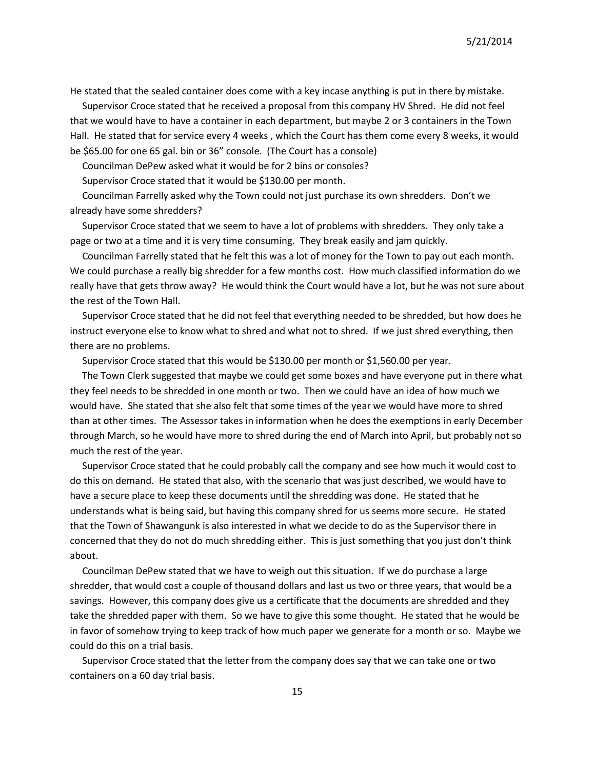He stated that the sealed container does come with a key incase anything is put in there by mistake.

Supervisor Croce stated that he received a proposal from this company HV Shred. He did not feel that we would have to have a container in each department, but maybe 2 or 3 containers in the Town Hall. He stated that for service every 4 weeks , which the Court has them come every 8 weeks, it would be $65.00 for one 65 gal. bin or 36" console. (The Court has a console)

Councilman DePew asked what it would be for 2 bins or consoles?

Supervisor Croce stated that it would be $130.00 per month.

Councilman Farrelly asked why the Town could not just purchase its own shredders. Don't we already have some shredders?

Supervisor Croce stated that we seem to have a lot of problems with shredders. They only take a page or two at a time and it is very time consuming. They break easily and jam quickly.

Councilman Farrelly stated that he felt this was a lot of money for the Town to pay out each month. We could purchase a really big shredder for a few months cost. How much classified information do we really have that gets throw away? He would think the Court would have a lot, but he was not sure about the rest of the Town Hall.

Supervisor Croce stated that he did not feel that everything needed to be shredded, but how does he instruct everyone else to know what to shred and what not to shred. If we just shred everything, then there are no problems.

Supervisor Croce stated that this would be $130.00 per month or $1,560.00 per year.

The Town Clerk suggested that maybe we could get some boxes and have everyone put in there what they feel needs to be shredded in one month or two. Then we could have an idea of how much we would have. She stated that she also felt that some times of the year we would have more to shred than at other times. The Assessor takes in information when he does the exemptions in early December through March, so he would have more to shred during the end of March into April, but probably not so much the rest of the year.

Supervisor Croce stated that he could probably call the company and see how much it would cost to do this on demand. He stated that also, with the scenario that was just described, we would have to have a secure place to keep these documents until the shredding was done. He stated that he understands what is being said, but having this company shred for us seems more secure. He stated that the Town of Shawangunk is also interested in what we decide to do as the Supervisor there in concerned that they do not do much shredding either. This is just something that you just don't think about.

Councilman DePew stated that we have to weigh out this situation. If we do purchase a large shredder, that would cost a couple of thousand dollars and last us two or three years, that would be a savings. However, this company does give us a certificate that the documents are shredded and they take the shredded paper with them. So we have to give this some thought. He stated that he would be in favor of somehow trying to keep track of how much paper we generate for a month or so. Maybe we could do this on a trial basis.

Supervisor Croce stated that the letter from the company does say that we can take one or two containers on a 60 day trial basis.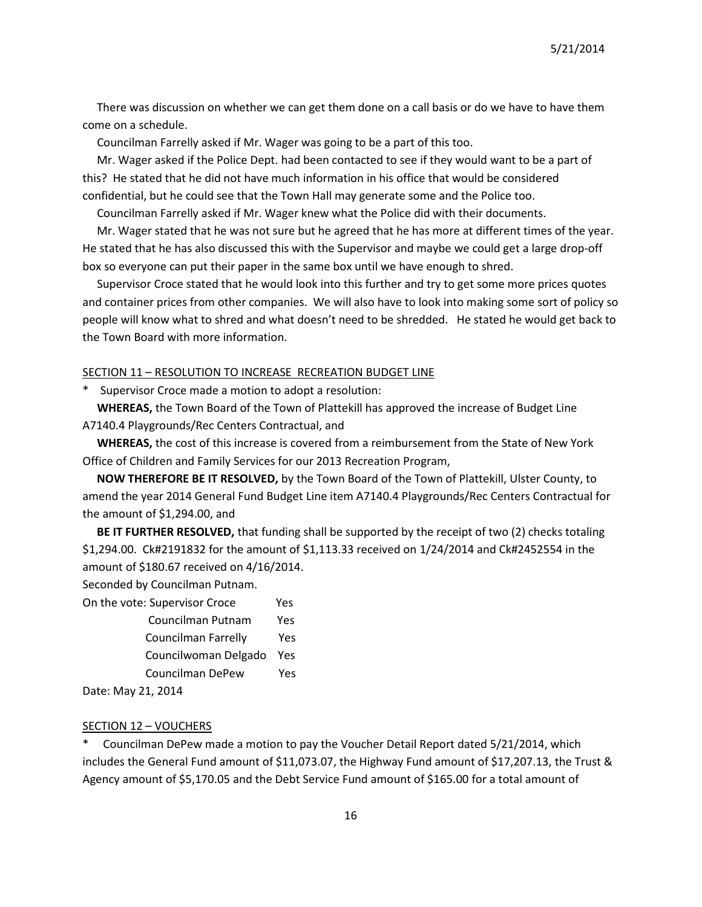There was discussion on whether we can get them done on a call basis or do we have to have them come on a schedule.

Councilman Farrelly asked if Mr. Wager was going to be a part of this too.

Mr. Wager asked if the Police Dept. had been contacted to see if they would want to be a part of this? He stated that he did not have much information in his office that would be considered confidential, but he could see that the Town Hall may generate some and the Police too.

Councilman Farrelly asked if Mr. Wager knew what the Police did with their documents.

Mr. Wager stated that he was not sure but he agreed that he has more at different times of the year. He stated that he has also discussed this with the Supervisor and maybe we could get a large drop-off box so everyone can put their paper in the same box until we have enough to shred.

Supervisor Croce stated that he would look into this further and try to get some more prices quotes and container prices from other companies. We will also have to look into making some sort of policy so people will know what to shred and what doesn't need to be shredded. He stated he would get back to the Town Board with more information.

SECTION 11 – RESOLUTION TO INCREASE RECREATION BUDGET LINE

\* Supervisor Croce made a motion to adopt a resolution:

**WHEREAS,** the Town Board of the Town of Plattekill has approved the increase of Budget Line A7140.4 Playgrounds/Rec Centers Contractual, and

**WHEREAS,** the cost of this increase is covered from a reimbursement from the State of New York Office of Children and Family Services for our 2013 Recreation Program,

**NOW THEREFORE BE IT RESOLVED,** by the Town Board of the Town of Plattekill, Ulster County, to amend the year 2014 General Fund Budget Line item A7140.4 Playgrounds/Rec Centers Contractual for the amount of $1,294.00, and

**BE IT FURTHER RESOLVED,** that funding shall be supported by the receipt of two (2) checks totaling $1,294.00. Ck#2191832 for the amount of $1,113.33 received on 1/24/2014 and Ck#2452554 in the amount of $180.67 received on 4/16/2014.

Seconded by Councilman Putnam.

On the vote: Supervisor Croce Yes
Councilman Putnam Yes
Councilman Farrelly Yes
Councilwoman Delgado Yes
Councilman DePew Yes

Date: May 21, 2014

SECTION 12 – VOUCHERS

\* Councilman DePew made a motion to pay the Voucher Detail Report dated 5/21/2014, which includes the General Fund amount of $11,073.07, the Highway Fund amount of $17,207.13, the Trust & Agency amount of $5,170.05 and the Debt Service Fund amount of $165.00 for a total amount of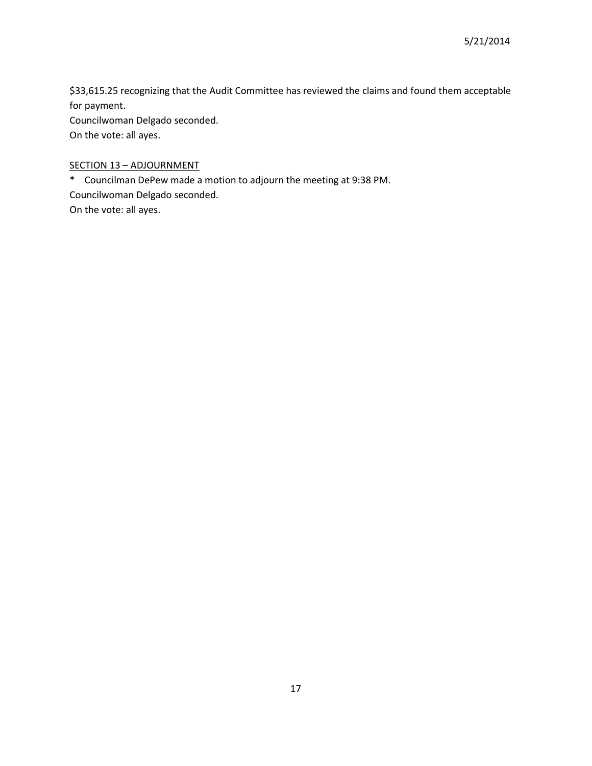$33,615.25 recognizing that the Audit Committee has reviewed the claims and found them acceptable for payment.
Councilwoman Delgado seconded.
On the vote: all ayes.

SECTION 13 – ADJOURNMENT

* Councilman DePew made a motion to adjourn the meeting at 9:38 PM.
Councilwoman Delgado seconded.
On the vote: all ayes.